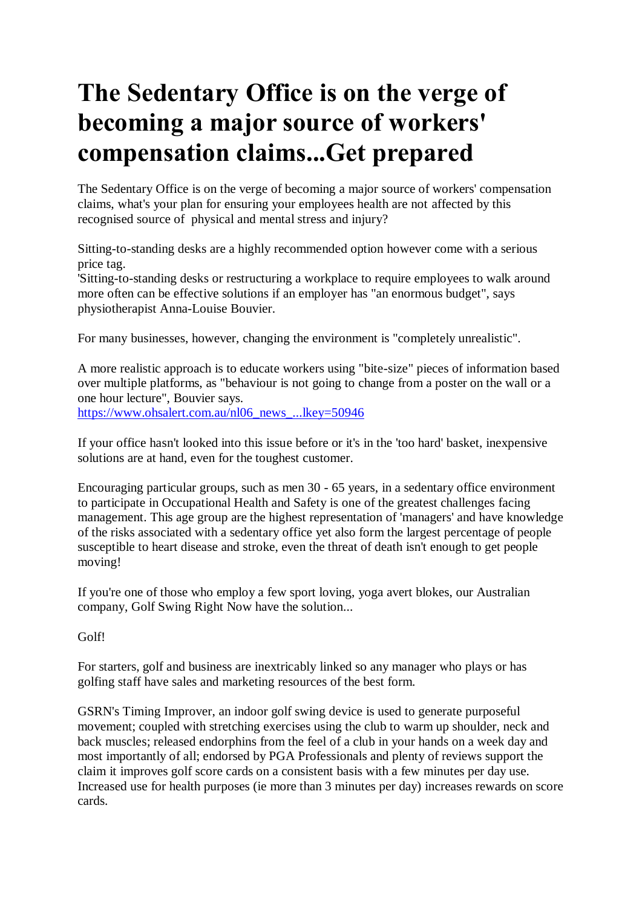# The Sedentary Office is on the verge of becoming a major source of workers' compensation claims...Get prepared

The Sedentary Office is on the verge of becoming a major source of workers' compensation claims, what's your plan for ensuring your employees health are not affected by this recognised source of physical and mental stress and injury?

Sitting-to-standing desks are a highly recommended option however come with a serious price tag.
'Sitting-to-standing desks or restructuring a workplace to require employees to walk around more often can be effective solutions if an employer has "an enormous budget", says physiotherapist Anna-Louise Bouvier.

For many businesses, however, changing the environment is "completely unrealistic".

A more realistic approach is to educate workers using "bite-size" pieces of information based over multiple platforms, as "behaviour is not going to change from a poster on the wall or a one hour lecture", Bouvier says.
https://www.ohsalert.com.au/nl06_news_...lkey=50946

If your office hasn't looked into this issue before or it's in the 'too hard' basket, inexpensive solutions are at hand, even for the toughest customer.

Encouraging particular groups, such as men 30 - 65 years, in a sedentary office environment to participate in Occupational Health and Safety is one of the greatest challenges facing management. This age group are the highest representation of 'managers' and have knowledge of the risks associated with a sedentary office yet also form the largest percentage of people susceptible to heart disease and stroke, even the threat of death isn't enough to get people moving!

If you're one of those who employ a few sport loving, yoga avert blokes, our Australian company, Golf Swing Right Now have the solution...

Golf!

For starters, golf and business are inextricably linked so any manager who plays or has golfing staff have sales and marketing resources of the best form.

GSRN's Timing Improver, an indoor golf swing device is used to generate purposeful movement; coupled with stretching exercises using the club to warm up shoulder, neck and back muscles; released endorphins from the feel of a club in your hands on a week day and most importantly of all; endorsed by PGA Professionals and plenty of reviews support the claim it improves golf score cards on a consistent basis with a few minutes per day use. Increased use for health purposes (ie more than 3 minutes per day) increases rewards on score cards.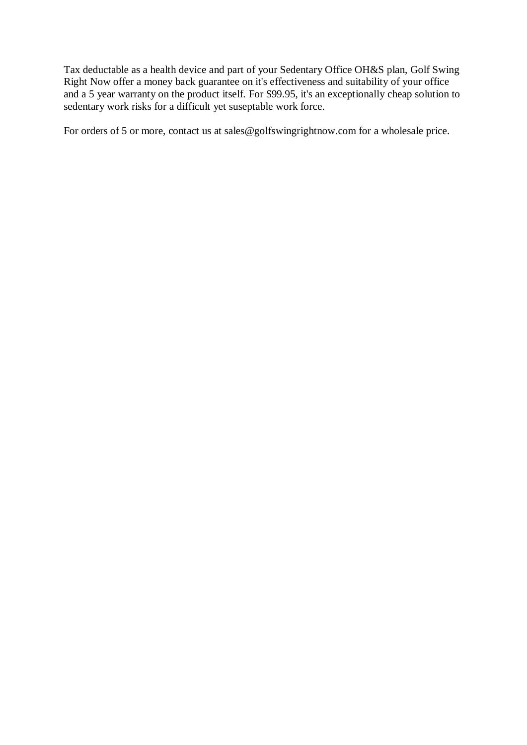Tax deductable as a health device and part of your Sedentary Office OH&S plan, Golf Swing Right Now offer a money back guarantee on it's effectiveness and suitability of your office and a 5 year warranty on the product itself. For $99.95, it's an exceptionally cheap solution to sedentary work risks for a difficult yet suseptable work force.

For orders of 5 or more, contact us at sales@golfswingrightnow.com for a wholesale price.